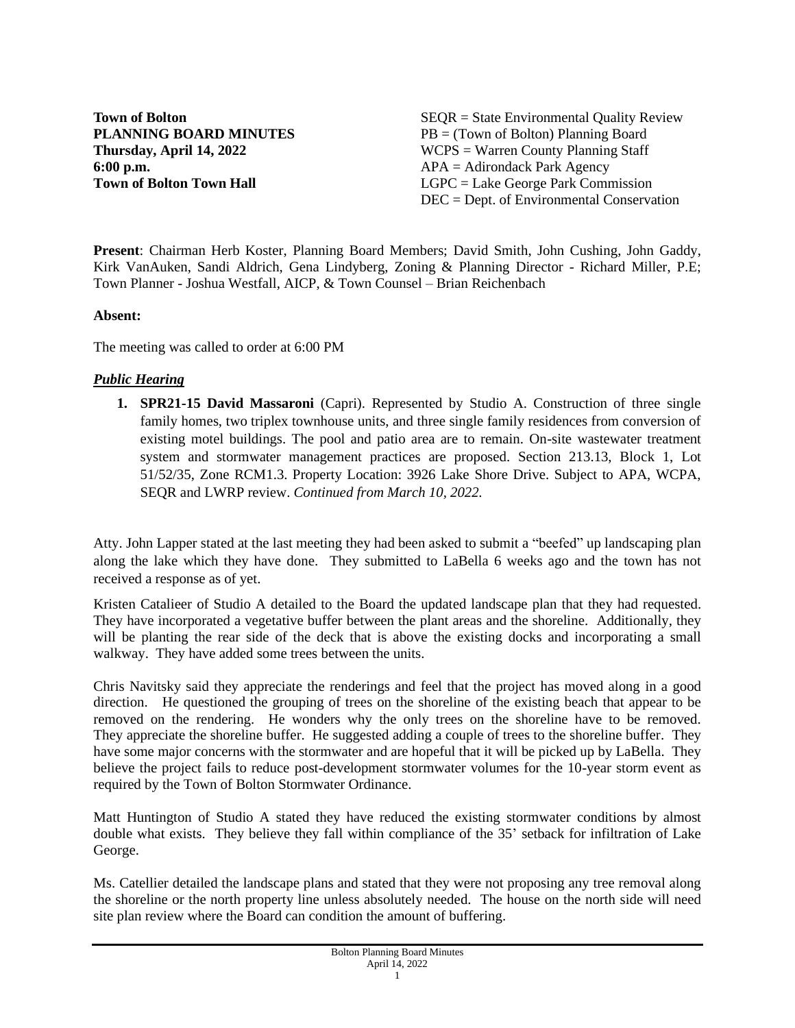**Town of Bolton**
**PLANNING BOARD MINUTES**
**Thursday, April 14, 2022**
**6:00 p.m.**
**Town of Bolton Town Hall**

SEQR = State Environmental Quality Review
PB = (Town of Bolton) Planning Board
WCPS = Warren County Planning Staff
APA = Adirondack Park Agency
LGPC = Lake George Park Commission
DEC = Dept. of Environmental Conservation

**Present**: Chairman Herb Koster, Planning Board Members; David Smith, John Cushing, John Gaddy, Kirk VanAuken, Sandi Aldrich, Gena Lindyberg, Zoning & Planning Director - Richard Miller, P.E; Town Planner - Joshua Westfall, AICP, & Town Counsel – Brian Reichenbach

**Absent:**

The meeting was called to order at 6:00 PM

### ***Public Hearing***

1. **SPR21-15 David Massaroni** (Capri). Represented by Studio A. Construction of three single family homes, two triplex townhouse units, and three single family residences from conversion of existing motel buildings. The pool and patio area are to remain. On-site wastewater treatment system and stormwater management practices are proposed. Section 213.13, Block 1, Lot 51/52/35, Zone RCM1.3. Property Location: 3926 Lake Shore Drive. Subject to APA, WCPA, SEQR and LWRP review. *Continued from March 10, 2022.*

Atty. John Lapper stated at the last meeting they had been asked to submit a "beefed" up landscaping plan along the lake which they have done. They submitted to LaBella 6 weeks ago and the town has not received a response as of yet.

Kristen Catalieer of Studio A detailed to the Board the updated landscape plan that they had requested. They have incorporated a vegetative buffer between the plant areas and the shoreline. Additionally, they will be planting the rear side of the deck that is above the existing docks and incorporating a small walkway. They have added some trees between the units.

Chris Navitsky said they appreciate the renderings and feel that the project has moved along in a good direction. He questioned the grouping of trees on the shoreline of the existing beach that appear to be removed on the rendering. He wonders why the only trees on the shoreline have to be removed. They appreciate the shoreline buffer. He suggested adding a couple of trees to the shoreline buffer. They have some major concerns with the stormwater and are hopeful that it will be picked up by LaBella. They believe the project fails to reduce post-development stormwater volumes for the 10-year storm event as required by the Town of Bolton Stormwater Ordinance.

Matt Huntington of Studio A stated they have reduced the existing stormwater conditions by almost double what exists. They believe they fall within compliance of the 35' setback for infiltration of Lake George.

Ms. Catellier detailed the landscape plans and stated that they were not proposing any tree removal along the shoreline or the north property line unless absolutely needed. The house on the north side will need site plan review where the Board can condition the amount of buffering.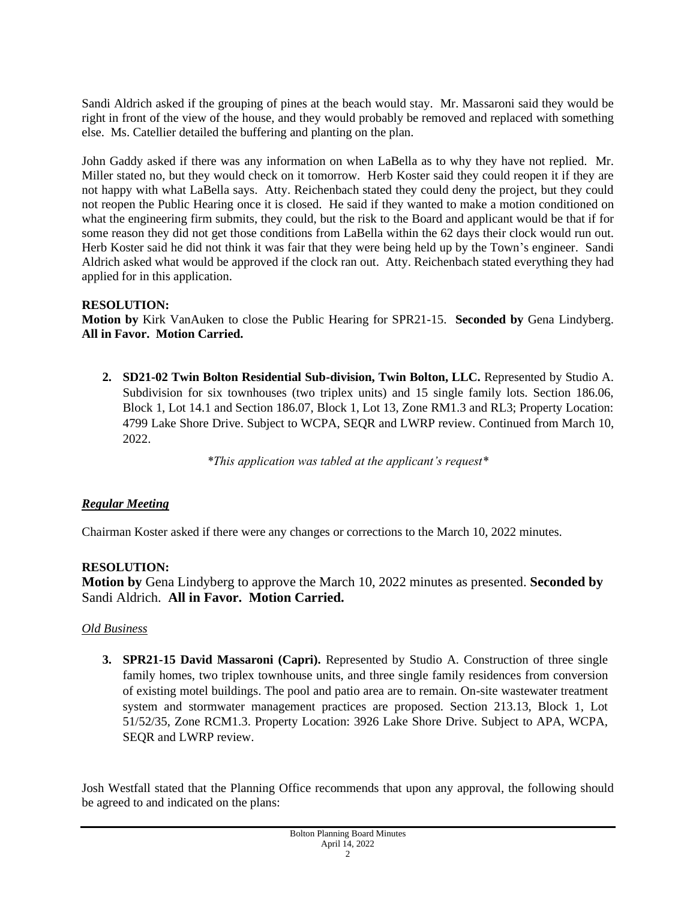Sandi Aldrich asked if the grouping of pines at the beach would stay. Mr. Massaroni said they would be right in front of the view of the house, and they would probably be removed and replaced with something else. Ms. Catellier detailed the buffering and planting on the plan.

John Gaddy asked if there was any information on when LaBella as to why they have not replied. Mr. Miller stated no, but they would check on it tomorrow. Herb Koster said they could reopen it if they are not happy with what LaBella says. Atty. Reichenbach stated they could deny the project, but they could not reopen the Public Hearing once it is closed. He said if they wanted to make a motion conditioned on what the engineering firm submits, they could, but the risk to the Board and applicant would be that if for some reason they did not get those conditions from LaBella within the 62 days their clock would run out. Herb Koster said he did not think it was fair that they were being held up by the Town's engineer. Sandi Aldrich asked what would be approved if the clock ran out. Atty. Reichenbach stated everything they had applied for in this application.

**RESOLUTION:**
**Motion by** Kirk VanAuken to close the Public Hearing for SPR21-15. **Seconded by** Gena Lindyberg. **All in Favor. Motion Carried.**

2. **SD21-02 Twin Bolton Residential Sub-division, Twin Bolton, LLC.** Represented by Studio A. Subdivision for six townhouses (two triplex units) and 15 single family lots. Section 186.06, Block 1, Lot 14.1 and Section 186.07, Block 1, Lot 13, Zone RM1.3 and RL3; Property Location: 4799 Lake Shore Drive. Subject to WCPA, SEQR and LWRP review. Continued from March 10, 2022.

*\*This application was tabled at the applicant's request\**

***Regular Meeting***

Chairman Koster asked if there were any changes or corrections to the March 10, 2022 minutes.

**RESOLUTION:**
**Motion by** Gena Lindyberg to approve the March 10, 2022 minutes as presented. **Seconded by** Sandi Aldrich. **All in Favor. Motion Carried.**

*Old Business*

3. **SPR21-15 David Massaroni (Capri).** Represented by Studio A. Construction of three single family homes, two triplex townhouse units, and three single family residences from conversion of existing motel buildings. The pool and patio area are to remain. On-site wastewater treatment system and stormwater management practices are proposed. Section 213.13, Block 1, Lot 51/52/35, Zone RCM1.3. Property Location: 3926 Lake Shore Drive. Subject to APA, WCPA, SEQR and LWRP review.

Josh Westfall stated that the Planning Office recommends that upon any approval, the following should be agreed to and indicated on the plans: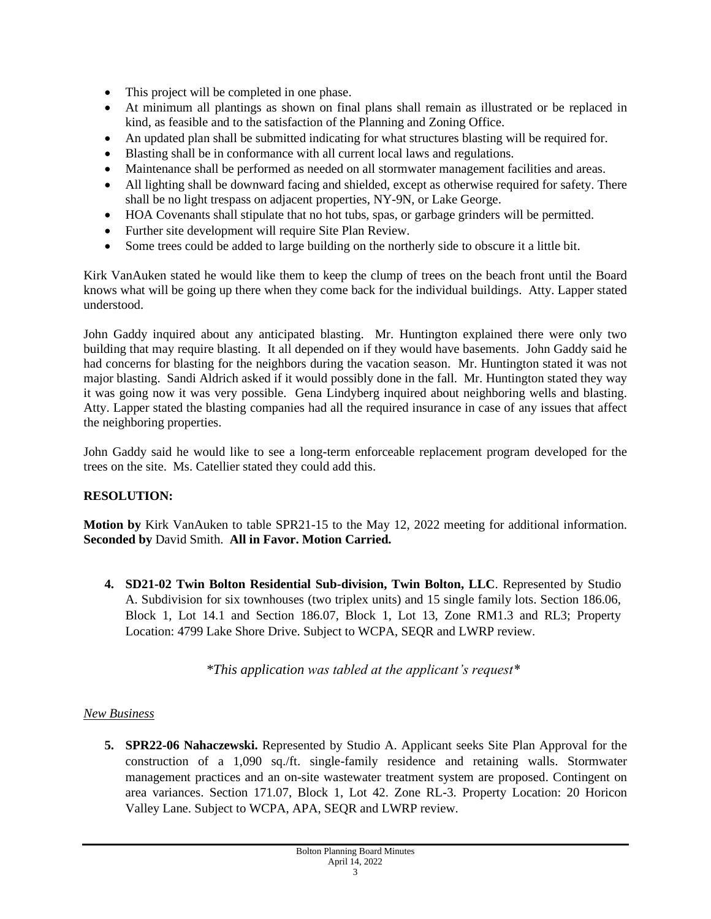- This project will be completed in one phase.
- At minimum all plantings as shown on final plans shall remain as illustrated or be replaced in kind, as feasible and to the satisfaction of the Planning and Zoning Office.
- An updated plan shall be submitted indicating for what structures blasting will be required for.
- Blasting shall be in conformance with all current local laws and regulations.
- Maintenance shall be performed as needed on all stormwater management facilities and areas.
- All lighting shall be downward facing and shielded, except as otherwise required for safety. There shall be no light trespass on adjacent properties, NY-9N, or Lake George.
- HOA Covenants shall stipulate that no hot tubs, spas, or garbage grinders will be permitted.
- Further site development will require Site Plan Review.
- Some trees could be added to large building on the northerly side to obscure it a little bit.

Kirk VanAuken stated he would like them to keep the clump of trees on the beach front until the Board knows what will be going up there when they come back for the individual buildings. Atty. Lapper stated understood.

John Gaddy inquired about any anticipated blasting. Mr. Huntington explained there were only two building that may require blasting. It all depended on if they would have basements. John Gaddy said he had concerns for blasting for the neighbors during the vacation season. Mr. Huntington stated it was not major blasting. Sandi Aldrich asked if it would possibly done in the fall. Mr. Huntington stated they way it was going now it was very possible. Gena Lindyberg inquired about neighboring wells and blasting. Atty. Lapper stated the blasting companies had all the required insurance in case of any issues that affect the neighboring properties.

John Gaddy said he would like to see a long-term enforceable replacement program developed for the trees on the site. Ms. Catellier stated they could add this.

**RESOLUTION:**

**Motion by** Kirk VanAuken to table SPR21-15 to the May 12, 2022 meeting for additional information. **Seconded by** David Smith. **All in Favor. Motion Carried.**

4. **SD21-02 Twin Bolton Residential Sub-division, Twin Bolton, LLC**. Represented by Studio A. Subdivision for six townhouses (two triplex units) and 15 single family lots. Section 186.06, Block 1, Lot 14.1 and Section 186.07, Block 1, Lot 13, Zone RM1.3 and RL3; Property Location: 4799 Lake Shore Drive. Subject to WCPA, SEQR and LWRP review.

*\*This application was tabled at the applicant's request\**

*New Business*

5. **SPR22-06 Nahaczewski.** Represented by Studio A. Applicant seeks Site Plan Approval for the construction of a 1,090 sq./ft. single-family residence and retaining walls. Stormwater management practices and an on-site wastewater treatment system are proposed. Contingent on area variances. Section 171.07, Block 1, Lot 42. Zone RL-3. Property Location: 20 Horicon Valley Lane. Subject to WCPA, APA, SEQR and LWRP review.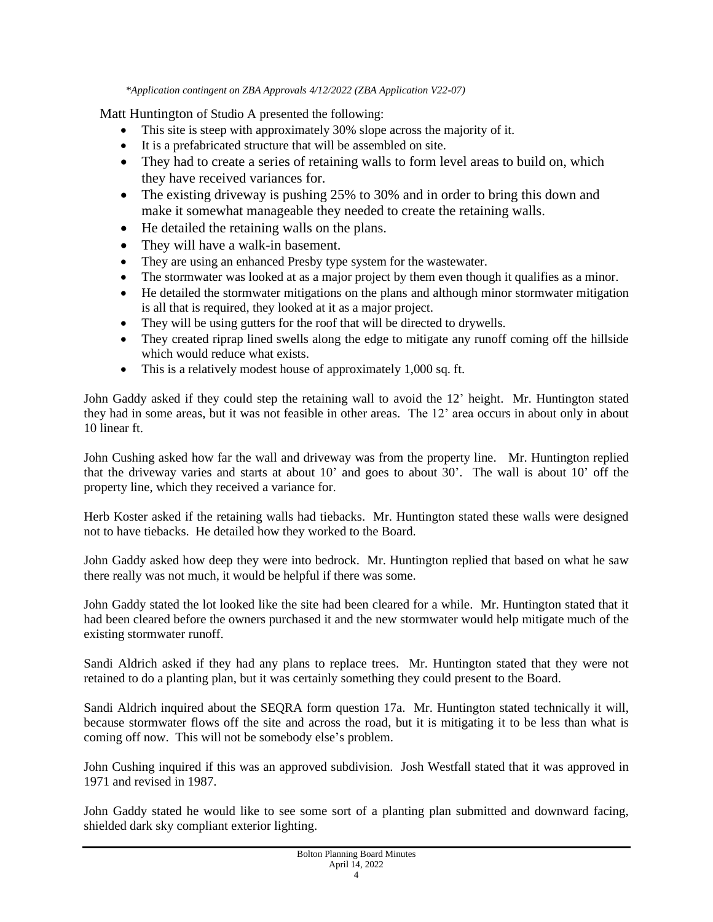*\*Application contingent on ZBA Approvals 4/12/2022 (ZBA Application V22-07)*

Matt Huntington of Studio A presented the following:

- This site is steep with approximately 30% slope across the majority of it.
- It is a prefabricated structure that will be assembled on site.
- They had to create a series of retaining walls to form level areas to build on, which they have received variances for.
- The existing driveway is pushing 25% to 30% and in order to bring this down and make it somewhat manageable they needed to create the retaining walls.
- He detailed the retaining walls on the plans.
- They will have a walk-in basement.
- They are using an enhanced Presby type system for the wastewater.
- The stormwater was looked at as a major project by them even though it qualifies as a minor.
- He detailed the stormwater mitigations on the plans and although minor stormwater mitigation is all that is required, they looked at it as a major project.
- They will be using gutters for the roof that will be directed to drywells.
- They created riprap lined swells along the edge to mitigate any runoff coming off the hillside which would reduce what exists.
- This is a relatively modest house of approximately 1,000 sq. ft.

John Gaddy asked if they could step the retaining wall to avoid the 12' height. Mr. Huntington stated they had in some areas, but it was not feasible in other areas. The 12' area occurs in about only in about 10 linear ft.

John Cushing asked how far the wall and driveway was from the property line. Mr. Huntington replied that the driveway varies and starts at about 10' and goes to about 30'. The wall is about 10' off the property line, which they received a variance for.

Herb Koster asked if the retaining walls had tiebacks. Mr. Huntington stated these walls were designed not to have tiebacks. He detailed how they worked to the Board.

John Gaddy asked how deep they were into bedrock. Mr. Huntington replied that based on what he saw there really was not much, it would be helpful if there was some.

John Gaddy stated the lot looked like the site had been cleared for a while. Mr. Huntington stated that it had been cleared before the owners purchased it and the new stormwater would help mitigate much of the existing stormwater runoff.

Sandi Aldrich asked if they had any plans to replace trees. Mr. Huntington stated that they were not retained to do a planting plan, but it was certainly something they could present to the Board.

Sandi Aldrich inquired about the SEQRA form question 17a. Mr. Huntington stated technically it will, because stormwater flows off the site and across the road, but it is mitigating it to be less than what is coming off now. This will not be somebody else's problem.

John Cushing inquired if this was an approved subdivision. Josh Westfall stated that it was approved in 1971 and revised in 1987.

John Gaddy stated he would like to see some sort of a planting plan submitted and downward facing, shielded dark sky compliant exterior lighting.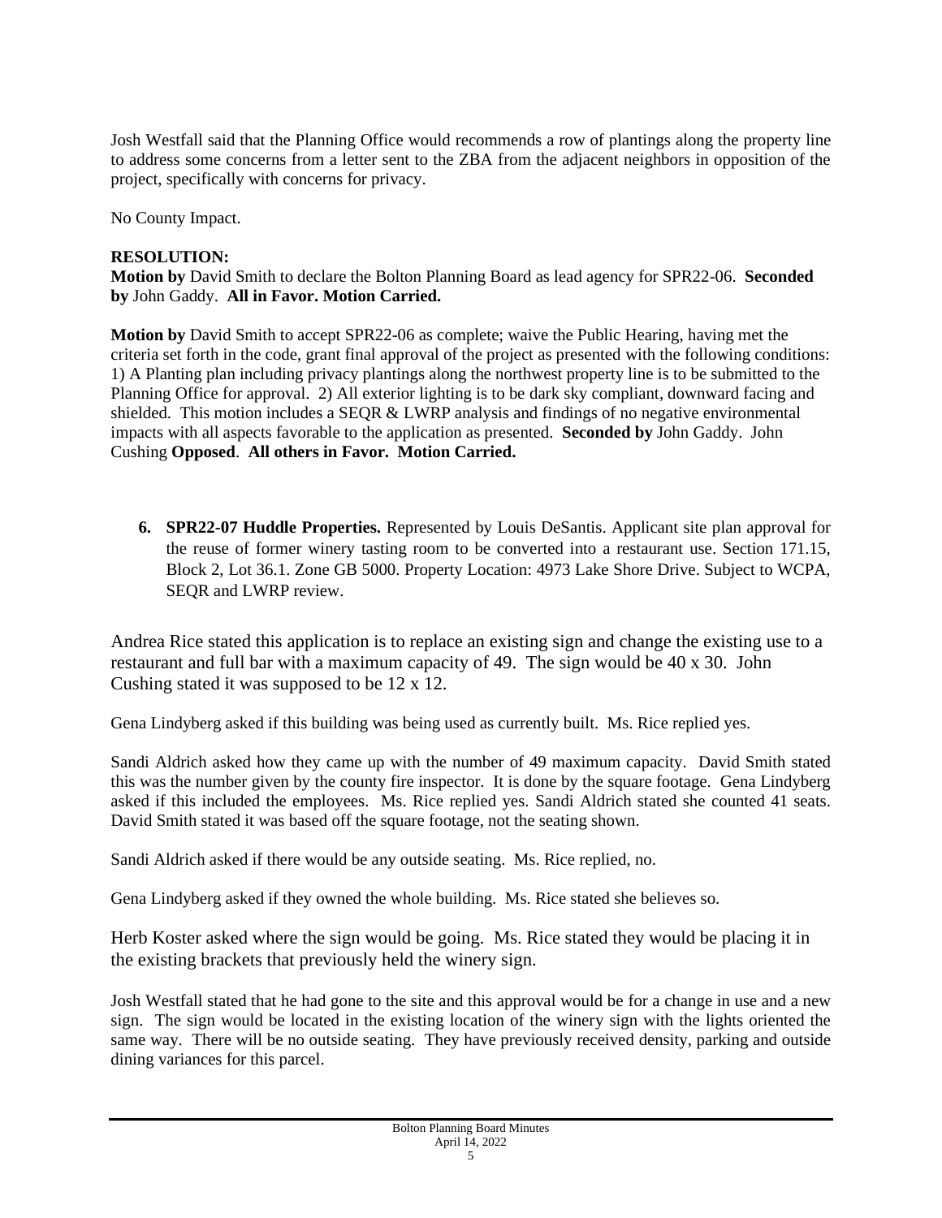Josh Westfall said that the Planning Office would recommends a row of plantings along the property line to address some concerns from a letter sent to the ZBA from the adjacent neighbors in opposition of the project, specifically with concerns for privacy.

No County Impact.

**RESOLUTION:**
**Motion by** David Smith to declare the Bolton Planning Board as lead agency for SPR22-06. **Seconded by** John Gaddy. **All in Favor. Motion Carried.**

**Motion by** David Smith to accept SPR22-06 as complete; waive the Public Hearing, having met the criteria set forth in the code, grant final approval of the project as presented with the following conditions: 1) A Planting plan including privacy plantings along the northwest property line is to be submitted to the Planning Office for approval. 2) All exterior lighting is to be dark sky compliant, downward facing and shielded. This motion includes a SEQR & LWRP analysis and findings of no negative environmental impacts with all aspects favorable to the application as presented. **Seconded by** John Gaddy. John Cushing **Opposed**. **All others in Favor. Motion Carried.**

6. **SPR22-07 Huddle Properties.** Represented by Louis DeSantis. Applicant site plan approval for the reuse of former winery tasting room to be converted into a restaurant use. Section 171.15, Block 2, Lot 36.1. Zone GB 5000. Property Location: 4973 Lake Shore Drive. Subject to WCPA, SEQR and LWRP review.

Andrea Rice stated this application is to replace an existing sign and change the existing use to a restaurant and full bar with a maximum capacity of 49. The sign would be 40 x 30. John Cushing stated it was supposed to be 12 x 12.

Gena Lindyberg asked if this building was being used as currently built. Ms. Rice replied yes.

Sandi Aldrich asked how they came up with the number of 49 maximum capacity. David Smith stated this was the number given by the county fire inspector. It is done by the square footage. Gena Lindyberg asked if this included the employees. Ms. Rice replied yes. Sandi Aldrich stated she counted 41 seats. David Smith stated it was based off the square footage, not the seating shown.

Sandi Aldrich asked if there would be any outside seating. Ms. Rice replied, no.

Gena Lindyberg asked if they owned the whole building. Ms. Rice stated she believes so.

Herb Koster asked where the sign would be going. Ms. Rice stated they would be placing it in the existing brackets that previously held the winery sign.

Josh Westfall stated that he had gone to the site and this approval would be for a change in use and a new sign. The sign would be located in the existing location of the winery sign with the lights oriented the same way. There will be no outside seating. They have previously received density, parking and outside dining variances for this parcel.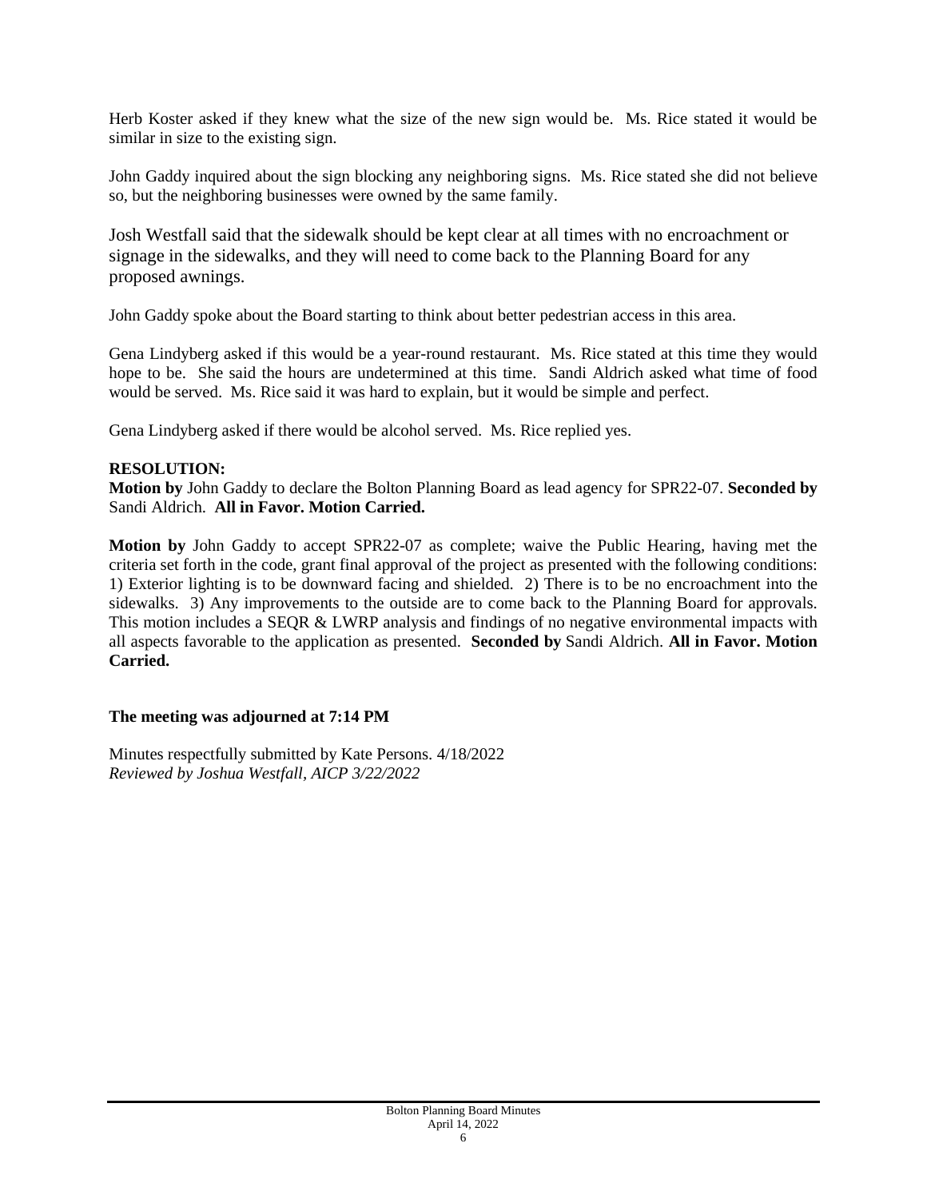Herb Koster asked if they knew what the size of the new sign would be. Ms. Rice stated it would be similar in size to the existing sign.

John Gaddy inquired about the sign blocking any neighboring signs. Ms. Rice stated she did not believe so, but the neighboring businesses were owned by the same family.

Josh Westfall said that the sidewalk should be kept clear at all times with no encroachment or signage in the sidewalks, and they will need to come back to the Planning Board for any proposed awnings.

John Gaddy spoke about the Board starting to think about better pedestrian access in this area.

Gena Lindyberg asked if this would be a year-round restaurant. Ms. Rice stated at this time they would hope to be. She said the hours are undetermined at this time. Sandi Aldrich asked what time of food would be served. Ms. Rice said it was hard to explain, but it would be simple and perfect.

Gena Lindyberg asked if there would be alcohol served. Ms. Rice replied yes.

**RESOLUTION:**
**Motion by** John Gaddy to declare the Bolton Planning Board as lead agency for SPR22-07. **Seconded by** Sandi Aldrich. **All in Favor. Motion Carried.**

**Motion by** John Gaddy to accept SPR22-07 as complete; waive the Public Hearing, having met the criteria set forth in the code, grant final approval of the project as presented with the following conditions: 1) Exterior lighting is to be downward facing and shielded. 2) There is to be no encroachment into the sidewalks. 3) Any improvements to the outside are to come back to the Planning Board for approvals. This motion includes a SEQR & LWRP analysis and findings of no negative environmental impacts with all aspects favorable to the application as presented. **Seconded by** Sandi Aldrich. **All in Favor. Motion Carried.**

**The meeting was adjourned at 7:14 PM**

Minutes respectfully submitted by Kate Persons. 4/18/2022
*Reviewed by Joshua Westfall, AICP 3/22/2022*